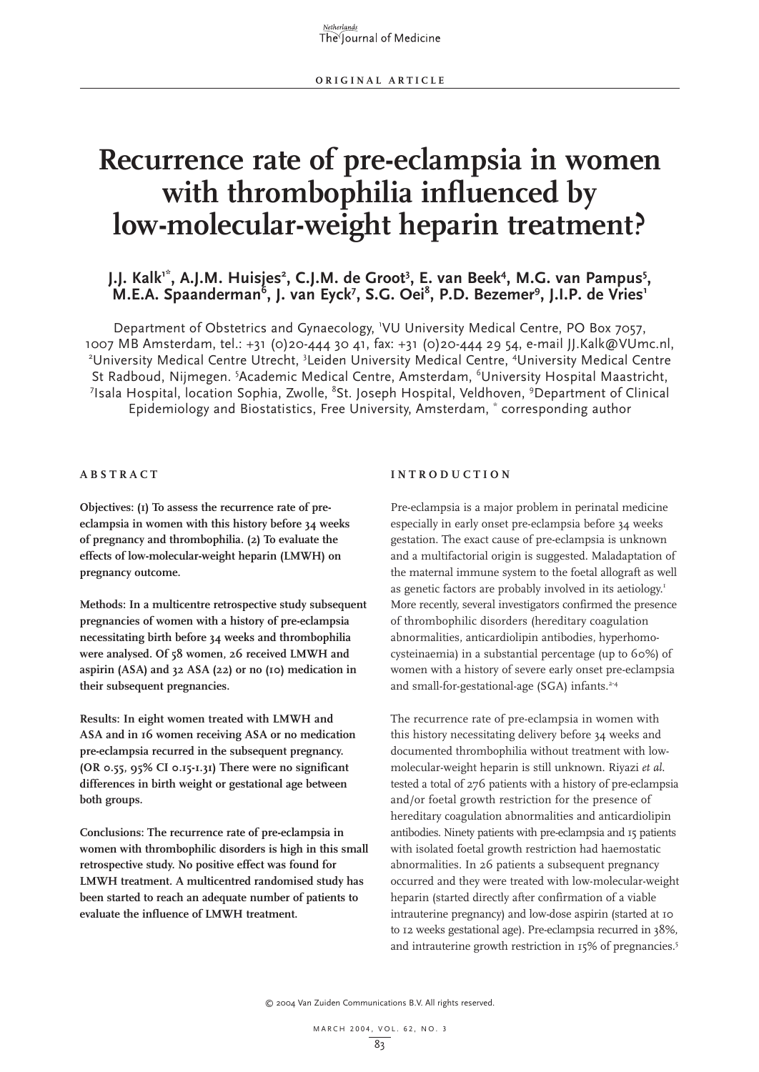ORIGINAL ARTICLE

# Recurrence rate of pre-eclampsia in women with thrombophilia influenced by low-molecular-weight heparin treatment?

**J.J. Kalk[1*], A.J.M. Huisjes[2], C.J.M. de Groot[3], E. van Beek[4], M.G. van Pampus[5], M.E.A. Spaanderman[6], J. van Eyck[7], S.G. Oei[8], P.D. Bezemer[9], J.I.P. de Vries[1]**

Department of Obstetrics and Gynaecology, [1]VU University Medical Centre, PO Box 7057, 1007 MB Amsterdam, tel.: +31 (0)20-444 30 41, fax: +31 (0)20-444 29 54, e-mail JJ.Kalk@VUmc.nl, [2]University Medical Centre Utrecht, [3]Leiden University Medical Centre, [4]University Medical Centre St Radboud, Nijmegen. [5]Academic Medical Centre, Amsterdam, [6]University Hospital Maastricht, [7]Isala Hospital, location Sophia, Zwolle, [8]St. Joseph Hospital, Veldhoven, [9]Department of Clinical Epidemiology and Biostatistics, Free University, Amsterdam, [*] corresponding author

## ABSTRACT

**Objectives: (1) To assess the recurrence rate of pre-eclampsia in women with this history before 34 weeks of pregnancy and thrombophilia. (2) To evaluate the effects of low-molecular-weight heparin (LMWH) on pregnancy outcome.**

**Methods: In a multicentre retrospective study subsequent pregnancies of women with a history of pre-eclampsia necessitating birth before 34 weeks and thrombophilia were analysed. Of 58 women, 26 received LMWH and aspirin (ASA) and 32 ASA (22) or no (10) medication in their subsequent pregnancies.**

**Results: In eight women treated with LMWH and ASA and in 16 women receiving ASA or no medication pre-eclampsia recurred in the subsequent pregnancy. (OR 0.55, 95% CI 0.15-1.31) There were no significant differences in birth weight or gestational age between both groups.**

**Conclusions: The recurrence rate of pre-eclampsia in women with thrombophilic disorders is high in this small retrospective study. No positive effect was found for LMWH treatment. A multicentred randomised study has been started to reach an adequate number of patients to evaluate the influence of LMWH treatment.**

## INTRODUCTION

Pre-eclampsia is a major problem in perinatal medicine especially in early onset pre-eclampsia before 34 weeks gestation. The exact cause of pre-eclampsia is unknown and a multifactorial origin is suggested. Maladaptation of the maternal immune system to the foetal allograft as well as genetic factors are probably involved in its aetiology.[1] More recently, several investigators confirmed the presence of thrombophilic disorders (hereditary coagulation abnormalities, anticardiolipin antibodies, hyperhomocysteinaemia) in a substantial percentage (up to 60%) of women with a history of severe early onset pre-eclampsia and small-for-gestational-age (SGA) infants.[2-4]

The recurrence rate of pre-eclampsia in women with this history necessitating delivery before 34 weeks and documented thrombophilia without treatment with low-molecular-weight heparin is still unknown. Riyazi *et al.* tested a total of 276 patients with a history of pre-eclampsia and/or foetal growth restriction for the presence of hereditary coagulation abnormalities and anticardiolipin antibodies. Ninety patients with pre-eclampsia and 15 patients with isolated foetal growth restriction had haemostatic abnormalities. In 26 patients a subsequent pregnancy occurred and they were treated with low-molecular-weight heparin (started directly after confirmation of a viable intrauterine pregnancy) and low-dose aspirin (started at 10 to 12 weeks gestational age). Pre-eclampsia recurred in 38%, and intrauterine growth restriction in 15% of pregnancies.[5]

© 2004 Van Zuiden Communications B.V. All rights reserved.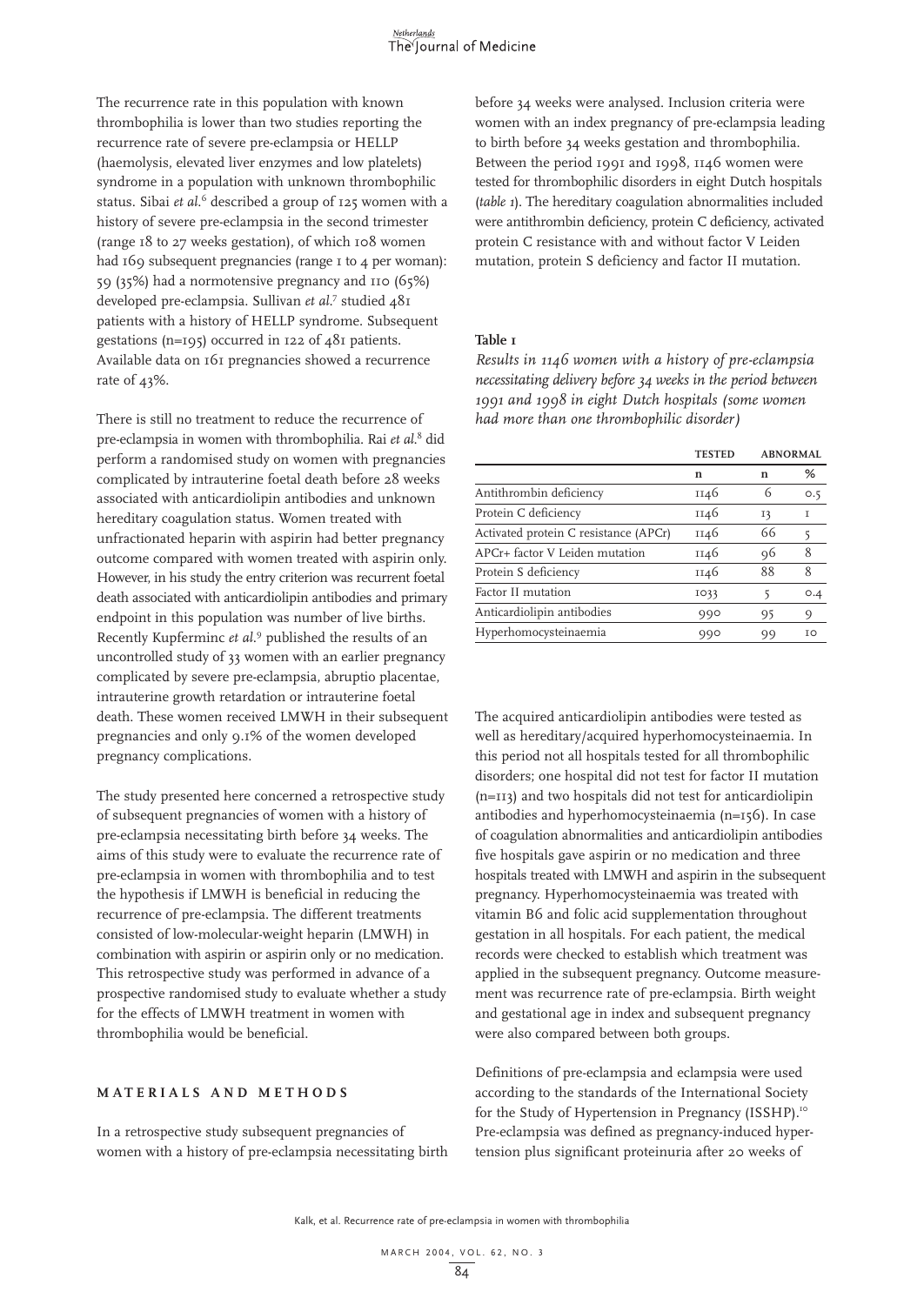The recurrence rate in this population with known thrombophilia is lower than two studies reporting the recurrence rate of severe pre-eclampsia or HELLP (haemolysis, elevated liver enzymes and low platelets) syndrome in a population with unknown thrombophilic status. Sibai *et al.*[6] described a group of 125 women with a history of severe pre-eclampsia in the second trimester (range 18 to 27 weeks gestation), of which 108 women had 169 subsequent pregnancies (range 1 to 4 per woman): 59 (35%) had a normotensive pregnancy and 110 (65%) developed pre-eclampsia. Sullivan *et al.*[7] studied 481 patients with a history of HELLP syndrome. Subsequent gestations (n=195) occurred in 122 of 481 patients. Available data on 161 pregnancies showed a recurrence rate of 43%.

There is still no treatment to reduce the recurrence of pre-eclampsia in women with thrombophilia. Rai *et al.*[8] did perform a randomised study on women with pregnancies complicated by intrauterine foetal death before 28 weeks associated with anticardiolipin antibodies and unknown hereditary coagulation status. Women treated with unfractionated heparin with aspirin had better pregnancy outcome compared with women treated with aspirin only. However, in his study the entry criterion was recurrent foetal death associated with anticardiolipin antibodies and primary endpoint in this population was number of live births. Recently Kupferminc *et al.*[9] published the results of an uncontrolled study of 33 women with an earlier pregnancy complicated by severe pre-eclampsia, abruptio placentae, intrauterine growth retardation or intrauterine foetal death. These women received LMWH in their subsequent pregnancies and only 9.1% of the women developed pregnancy complications.

The study presented here concerned a retrospective study of subsequent pregnancies of women with a history of pre-eclampsia necessitating birth before 34 weeks. The aims of this study were to evaluate the recurrence rate of pre-eclampsia in women with thrombophilia and to test the hypothesis if LMWH is beneficial in reducing the recurrence of pre-eclampsia. The different treatments consisted of low-molecular-weight heparin (LMWH) in combination with aspirin or aspirin only or no medication. This retrospective study was performed in advance of a prospective randomised study to evaluate whether a study for the effects of LMWH treatment in women with thrombophilia would be beneficial.

## MATERIALS AND METHODS

In a retrospective study subsequent pregnancies of women with a history of pre-eclampsia necessitating birth before 34 weeks were analysed. Inclusion criteria were women with an index pregnancy of pre-eclampsia leading to birth before 34 weeks gestation and thrombophilia. Between the period 1991 and 1998, 1146 women were tested for thrombophilic disorders in eight Dutch hospitals (*table 1*). The hereditary coagulation abnormalities included were antithrombin deficiency, protein C deficiency, activated protein C resistance with and without factor V Leiden mutation, protein S deficiency and factor II mutation.

**Table 1**

*Results in 1146 women with a history of pre-eclampsia necessitating delivery before 34 weeks in the period between 1991 and 1998 in eight Dutch hospitals (some women had more than one thrombophilic disorder)*

| | TESTED | ABNORMAL | |
|---|---|---|---|
| | n | n | % |
| Antithrombin deficiency | 1146 | 6 | 0.5 |
| Protein C deficiency | 1146 | 13 | 1 |
| Activated protein C resistance (APCr) | 1146 | 66 | 5 |
| APCr+ factor V Leiden mutation | 1146 | 96 | 8 |
| Protein S deficiency | 1146 | 88 | 8 |
| Factor II mutation | 1033 | 5 | 0.4 |
| Anticardiolipin antibodies | 990 | 95 | 9 |
| Hyperhomocysteinaemia | 990 | 99 | 10 |

The acquired anticardiolipin antibodies were tested as well as hereditary/acquired hyperhomocysteinaemia. In this period not all hospitals tested for all thrombophilic disorders; one hospital did not test for factor II mutation (n=113) and two hospitals did not test for anticardiolipin antibodies and hyperhomocysteinaemia (n=156). In case of coagulation abnormalities and anticardiolipin antibodies five hospitals gave aspirin or no medication and three hospitals treated with LMWH and aspirin in the subsequent pregnancy. Hyperhomocysteinaemia was treated with vitamin B6 and folic acid supplementation throughout gestation in all hospitals. For each patient, the medical records were checked to establish which treatment was applied in the subsequent pregnancy. Outcome measurement was recurrence rate of pre-eclampsia. Birth weight and gestational age in index and subsequent pregnancy were also compared between both groups.

Definitions of pre-eclampsia and eclampsia were used according to the standards of the International Society for the Study of Hypertension in Pregnancy (ISSHP).[10] Pre-eclampsia was defined as pregnancy-induced hypertension plus significant proteinuria after 20 weeks of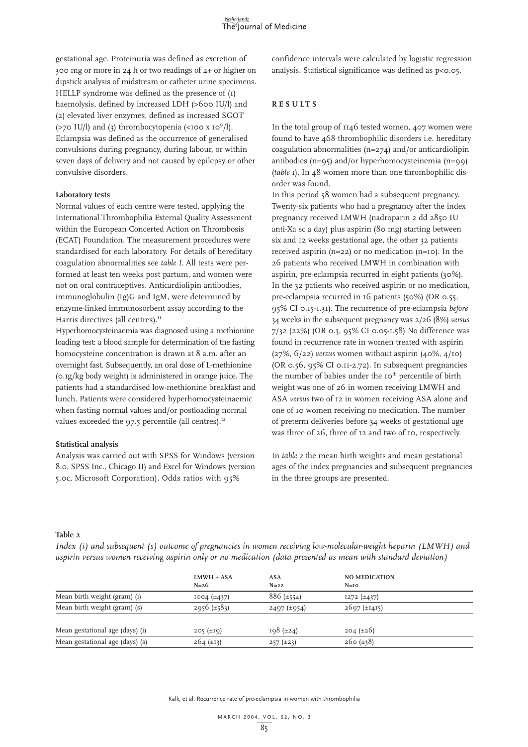gestational age. Proteinuria was defined as excretion of 300 mg or more in 24 h or two readings of 2+ or higher on dipstick analysis of midstream or catheter urine specimens. HELLP syndrome was defined as the presence of (1) haemolysis, defined by increased LDH (>600 IU/l) and (2) elevated liver enzymes, defined as increased SGOT (>70 IU/l) and (3) thrombocytopenia (<100 x $10^9$/l). Eclampsia was defined as the occurrence of generalised convulsions during pregnancy, during labour, or within seven days of delivery and not caused by epilepsy or other convulsive disorders.

### Laboratory tests

Normal values of each centre were tested, applying the International Thrombophilia External Quality Assessment within the European Concerted Action on Thrombosis (ECAT) Foundation. The measurement procedures were standardised for each laboratory. For details of hereditary coagulation abnormalities see *table 1*. All tests were performed at least ten weeks post partum, and women were not on oral contraceptives. Anticardiolipin antibodies, immunoglobulin (Ig)G and IgM, were determined by enzyme-linked immunosorbent assay according to the Harris directives (all centres).[11]

Hyperhomocysteinaemia was diagnosed using a methionine loading test: a blood sample for determination of the fasting homocysteine concentration is drawn at 8 a.m. after an overnight fast. Subsequently, an oral dose of L-methionine (0.1g/kg body weight) is administered in orange juice. The patients had a standardised low-methionine breakfast and lunch. Patients were considered hyperhomocysteinaemic when fasting normal values and/or postloading normal values exceeded the 97.5 percentile (all centres).[12]

### Statistical analysis

Analysis was carried out with SPSS for Windows (version 8.0, SPSS Inc., Chicago Il) and Excel for Windows (version 5.0c, Microsoft Corporation). Odds ratios with 95% confidence intervals were calculated by logistic regression analysis. Statistical significance was defined as $p<0.05$.

## RESULTS

In the total group of 1146 tested women, 407 women were found to have 468 thrombophilic disorders i.e. hereditary coagulation abnormalities (n=274) and/or anticardiolipin antibodies (n=95) and/or hyperhomocysteinemia (n=99) (*table 1*). In 48 women more than one thrombophilic disorder was found.

In this period 58 women had a subsequent pregnancy. Twenty-six patients who had a pregnancy after the index pregnancy received LMWH (nadroparin 2 dd 2850 IU anti-Xa sc a day) plus aspirin (80 mg) starting between six and 12 weeks gestational age, the other 32 patients received aspirin (n=22) or no medication (n=10). In the 26 patients who received LMWH in combination with aspirin, pre-eclampsia recurred in eight patients (30%). In the 32 patients who received aspirin or no medication, pre-eclampsia recurred in 16 patients (50%) (OR 0.55, 95% CI 0.15-1.31). The recurrence of pre-eclampsia *before* 34 weeks in the subsequent pregnancy was 2/26 (8%) *versus* 7/32 (22%) (OR 0.3, 95% CI 0.05-1.58) No difference was found in recurrence rate in women treated with aspirin (27%, 6/22) *versus* women without aspirin (40%, 4/10) (OR 0.56, 95% CI 0.11-2.72). In subsequent pregnancies the number of babies under the 10[th] percentile of birth weight was one of 26 in women receiving LMWH and ASA *versus* two of 12 in women receiving ASA alone and one of 10 women receiving no medication. The number of preterm deliveries before 34 weeks of gestational age was three of 26, three of 12 and two of 10, respectively.

In *table 2* the mean birth weights and mean gestational ages of the index pregnancies and subsequent pregnancies in the three groups are presented.

**Table 2**

*Index (i) and subsequent (s) outcome of pregnancies in women receiving low-molecular-weight heparin (LMWH) and aspirin versus women receiving aspirin only or no medication (data presented as mean with standard deviation)*

| | LMWH + ASA N=26 | ASA N=22 | NO MEDICATION N=10 |
|---|---|---|---|
| Mean birth weight (gram) (i) | 1004 (±437) | 886 (±554) | 1272 (±437) |
| Mean birth weight (gram) (s) | 2956 (±583) | 2497 (±954) | 2697 (±1415) |
| Mean gestational age (days) (i) | 205 (±19) | 198 (±24) | 204 (±26) |
| Mean gestational age (days) (s) | 264 (±13) | 257 (±23) | 260 (±38) |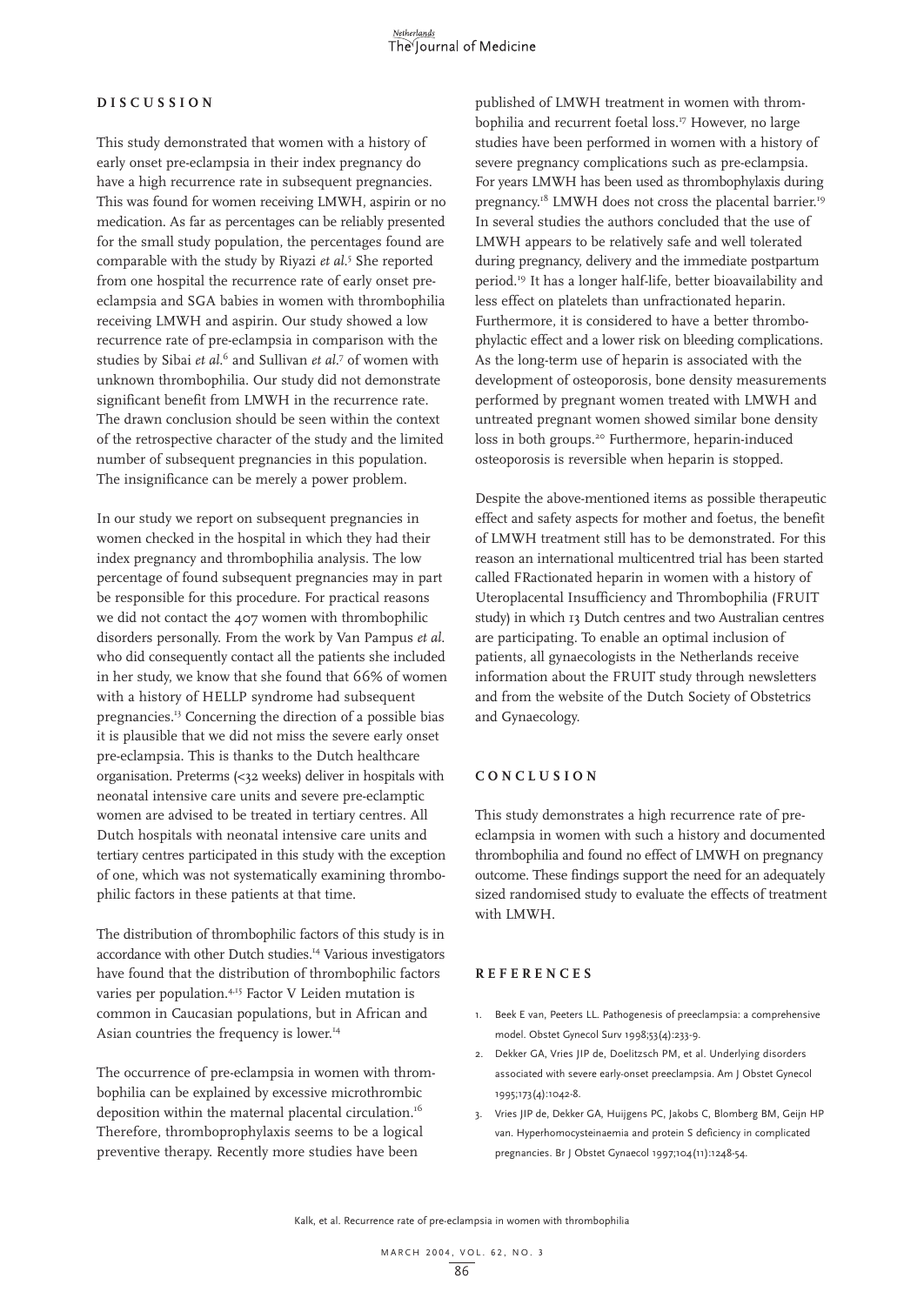## DISCUSSION

This study demonstrated that women with a history of early onset pre-eclampsia in their index pregnancy do have a high recurrence rate in subsequent pregnancies. This was found for women receiving LMWH, aspirin or no medication. As far as percentages can be reliably presented for the small study population, the percentages found are comparable with the study by Riyazi *et al*.[5] She reported from one hospital the recurrence rate of early onset pre-eclampsia and SGA babies in women with thrombophilia receiving LMWH and aspirin. Our study showed a low recurrence rate of pre-eclampsia in comparison with the studies by Sibai *et al*.[6] and Sullivan *et al*.[7] of women with unknown thrombophilia. Our study did not demonstrate significant benefit from LMWH in the recurrence rate. The drawn conclusion should be seen within the context of the retrospective character of the study and the limited number of subsequent pregnancies in this population. The insignificance can be merely a power problem.

In our study we report on subsequent pregnancies in women checked in the hospital in which they had their index pregnancy and thrombophilia analysis. The low percentage of found subsequent pregnancies may in part be responsible for this procedure. For practical reasons we did not contact the 407 women with thrombophilic disorders personally. From the work by Van Pampus *et al*. who did consequently contact all the patients she included in her study, we know that she found that 66% of women with a history of HELLP syndrome had subsequent pregnancies.[13] Concerning the direction of a possible bias it is plausible that we did not miss the severe early onset pre-eclampsia. This is thanks to the Dutch healthcare organisation. Preterms (<32 weeks) deliver in hospitals with neonatal intensive care units and severe pre-eclamptic women are advised to be treated in tertiary centres. All Dutch hospitals with neonatal intensive care units and tertiary centres participated in this study with the exception of one, which was not systematically examining thrombophilic factors in these patients at that time.

The distribution of thrombophilic factors of this study is in accordance with other Dutch studies.[14] Various investigators have found that the distribution of thrombophilic factors varies per population.[4,15] Factor V Leiden mutation is common in Caucasian populations, but in African and Asian countries the frequency is lower.[14]

The occurrence of pre-eclampsia in women with thrombophilia can be explained by excessive microthrombic deposition within the maternal placental circulation.[16] Therefore, thromboprophylaxis seems to be a logical preventive therapy. Recently more studies have been published of LMWH treatment in women with thrombophilia and recurrent foetal loss.[17] However, no large studies have been performed in women with a history of severe pregnancy complications such as pre-eclampsia. For years LMWH has been used as thrombophylaxis during pregnancy.[18] LMWH does not cross the placental barrier.[19] In several studies the authors concluded that the use of LMWH appears to be relatively safe and well tolerated during pregnancy, delivery and the immediate postpartum period.[19] It has a longer half-life, better bioavailability and less effect on platelets than unfractionated heparin. Furthermore, it is considered to have a better thrombophylactic effect and a lower risk on bleeding complications. As the long-term use of heparin is associated with the development of osteoporosis, bone density measurements performed by pregnant women treated with LMWH and untreated pregnant women showed similar bone density loss in both groups.[20] Furthermore, heparin-induced osteoporosis is reversible when heparin is stopped.

Despite the above-mentioned items as possible therapeutic effect and safety aspects for mother and foetus, the benefit of LMWH treatment still has to be demonstrated. For this reason an international multicentred trial has been started called FRactionated heparin in women with a history of Uteroplacental Insufficiency and Thrombophilia (FRUIT study) in which 13 Dutch centres and two Australian centres are participating. To enable an optimal inclusion of patients, all gynaecologists in the Netherlands receive information about the FRUIT study through newsletters and from the website of the Dutch Society of Obstetrics and Gynaecology.

## CONCLUSION

This study demonstrates a high recurrence rate of pre-eclampsia in women with such a history and documented thrombophilia and found no effect of LMWH on pregnancy outcome. These findings support the need for an adequately sized randomised study to evaluate the effects of treatment with LMWH.

## REFERENCES

1. Beek E van, Peeters LL. Pathogenesis of preeclampsia: a comprehensive model. Obstet Gynecol Surv 1998;53(4):233-9.
2. Dekker GA, Vries JIP de, Doelitzsch PM, et al. Underlying disorders associated with severe early-onset preeclampsia. Am J Obstet Gynecol 1995;173(4):1042-8.
3. Vries JIP de, Dekker GA, Huijgens PC, Jakobs C, Blomberg BM, Geijn HP van. Hyperhomocysteinaemia and protein S deficiency in complicated pregnancies. Br J Obstet Gynaecol 1997;104(11):1248-54.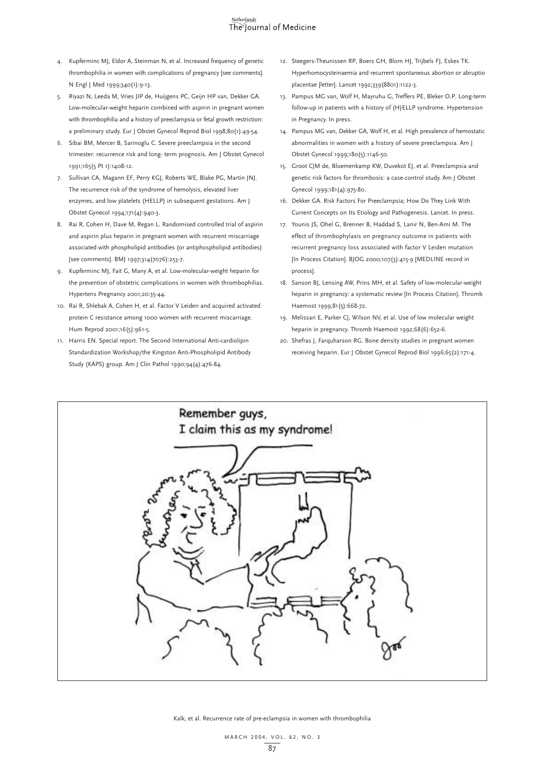4. Kupferminc MJ, Eldor A, Steinman N, et al. Increased frequency of genetic thrombophilia in women with complications of pregnancy [see comments]. N Engl J Med 1999;340(1):9-13.
5. Riyazi N, Leeda M, Vries JIP de, Huijgens PC, Geijn HP van, Dekker GA. Low-molecular-weight heparin combined with aspirin in pregnant women with thrombophilia and a history of preeclampsia or fetal growth restriction: a preliminary study. Eur J Obstet Gynecol Reprod Biol 1998;80(1):49-54.
6. Sibai BM, Mercer B, Sarinoglu C. Severe preeclampsia in the second trimester: recurrence risk and long- term prognosis. Am J Obstet Gynecol 1991;165(5 Pt 1):1408-12.
7. Sullivan CA, Magann EF, Perry KGJ, Roberts WE, Blake PG, Martin JNJ. The recurrence risk of the syndrome of hemolysis, elevated liver enzymes, and low platelets (HELLP) in subsequent gestations. Am J Obstet Gynecol 1994;171(4):940-3.
8. Rai R, Cohen H, Dave M, Regan L. Randomised controlled trial of aspirin and aspirin plus heparin in pregnant women with recurrent miscarriage associated with phospholipid antibodies (or antiphospholipid antibodies) [see comments]. BMJ 1997;314(7076):253-7.
9. Kupferminc MJ, Fait G, Many A, et al. Low-molecular-weight heparin for the prevention of obstetric complications in women with thrombophilias. Hypertens Pregnancy 2001;20:35-44.
10. Rai R, Shlebak A, Cohen H, et al. Factor V Leiden and acquired activated protein C resistance among 1000 women with recurrent miscarriage. Hum Reprod 2001;16(5):961-5.
11. Harris EN. Special report. The Second International Anti-cardiolipin Standardization Workshop/the Kingston Anti-Phospholipid Antibody Study (KAPS) group. Am J Clin Pathol 1990;94(4):476-84.
12. Steegers-Theunissen RP, Boers GH, Blom HJ, Trijbels FJ, Eskes TK. Hyperhomocysteinaemia and recurrent spontaneous abortion or abruptio placentae [letter]. Lancet 1992;339(8801):1122-3.
13. Pampus MG van, Wolf H, Mayruhu G, Treffers PE, Bleker O.P. Long-term follow-up in patients with a history of (H)ELLP syndrome. Hypertension in Pregnancy. In press.
14. Pampus MG van, Dekker GA, Wolf H, et al. High prevalence of hemostatic abnormalities in women with a history of severe preeclampsia. Am J Obstet Gynecol 1999;180(5):1146-50.
15. Groot CJM de, Bloemenkamp KW, Duvekot EJ, et al. Preeclampsia and genetic risk factors for thrombosis: a case-control study. Am J Obstet Gynecol 1999;181(4):975-80.
16. Dekker GA. Risk Factors For Preeclampsia; How Do They Link With Current Concepts on Its Etiology and Pathogenesis. Lancet. In press.
17. Younis JS, Ohel G, Brenner B, Haddad S, Lanir N, Ben-Ami M. The effect of thrombophylaxis on pregnancy outcome in patients with recurrent pregnancy loss associated with factor V Leiden mutation [In Process Citation]. BJOG 2000;107(3):415-9 [MEDLINE record in process].
18. Sanson BJ, Lensing AW, Prins MH, et al. Safety of low-molecular-weight heparin in pregnancy: a systematic review [In Process Citation]. Thromb Haemost 1999;81(5):668-72.
19. Melissari E, Parker CJ, Wilson NV, et al. Use of low molecular weight heparin in pregnancy. Thromb Haemost 1992;68(6):652-6.
20. Shefras J, Farquharson RG. Bone density studies in pregnant women receiving heparin. Eur J Obstet Gynecol Reprod Biol 1996;65(2):171-4.